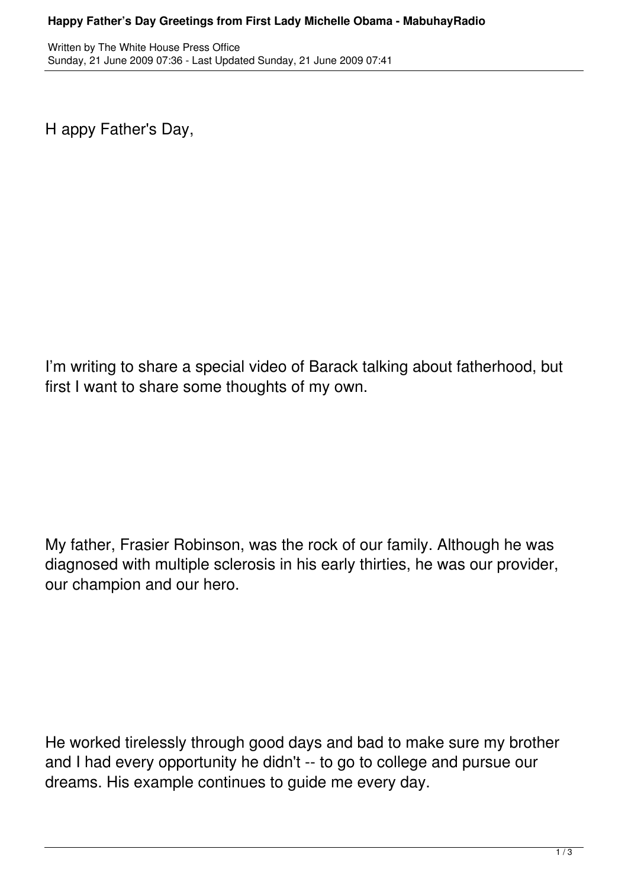H appy Father's Day,

I'm writing to share a special video of Barack talking about fatherhood, but first I want to share some thoughts of my own.

My father, Frasier Robinson, was the rock of our family. Although he was diagnosed with multiple sclerosis in his early thirties, he was our provider, our champion and our hero.

He worked tirelessly through good days and bad to make sure my brother and I had every opportunity he didn't -- to go to college and pursue our dreams. His example continues to guide me every day.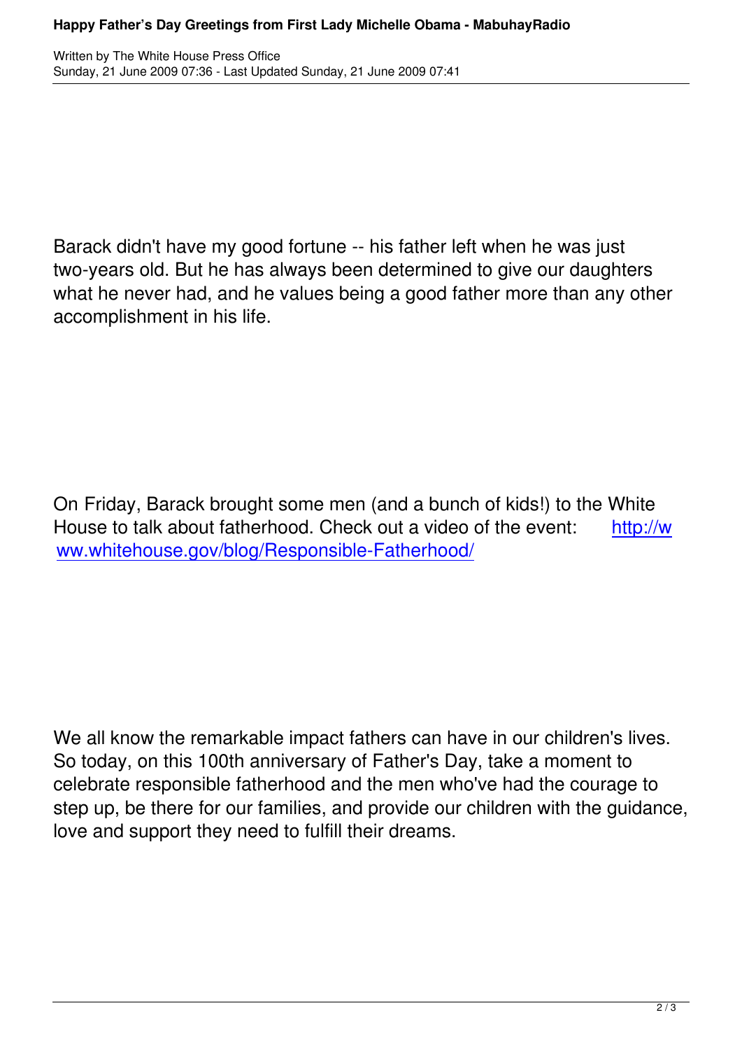Barack didn't have my good fortune -- his father left when he was just two-years old. But he has always been determined to give our daughters what he never had, and he values being a good father more than any other accomplishment in his life.

On Friday, Barack brought some men (and a bunch of kids!) to the White House to talk about fatherhood. Check out a video of the event: [http://www.whitehouse.gov/blog/Responsible-Fatherhood/](http://www.whitehouse.gov/blog/Responsible-Fatherhood/)

We all know the remarkable impact fathers can have in our children's lives. So today, on this 100th anniversary of Father's Day, take a moment to celebrate responsible fatherhood and the men who've had the courage to step up, be there for our families, and provide our children with the guidance, love and support they need to fulfill their dreams.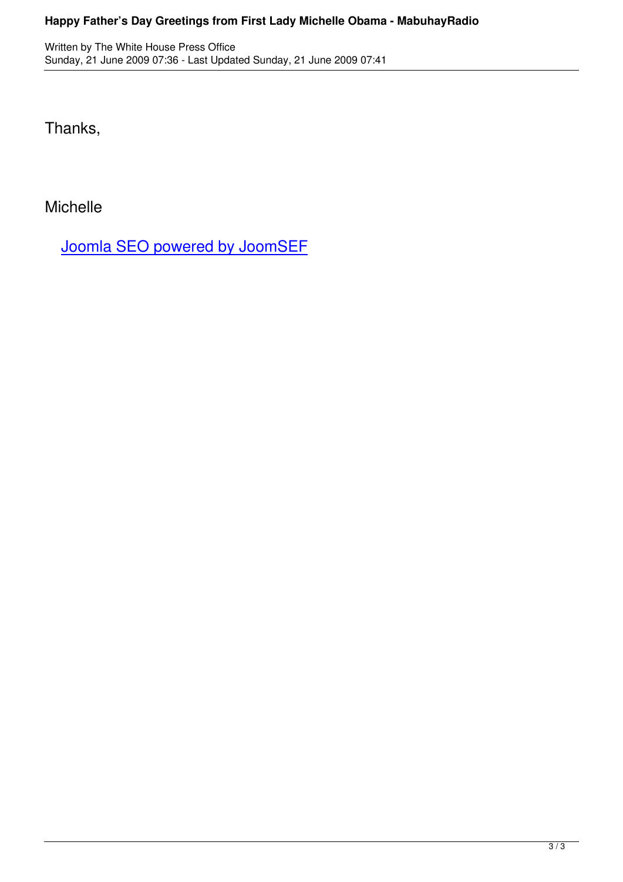Thanks,

Michelle

[Joomla SEO powered by JoomSEF]